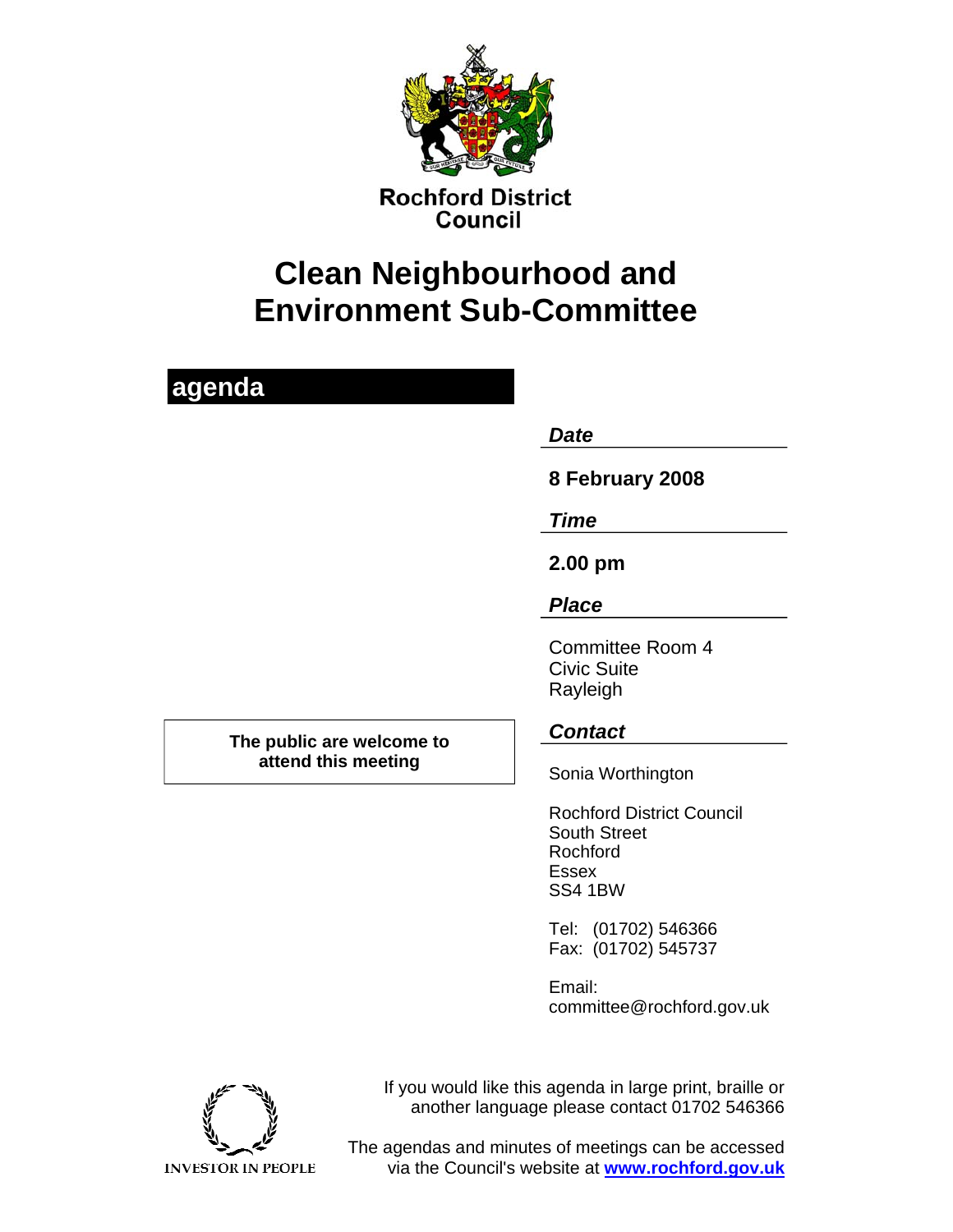Rochford District Council

# Clean Neighbourhood and Environment Sub-Committee

## agenda

***Date***

**8 February 2008**

***Time***

**2.00 pm**

***Place***

Committee Room 4
Civic Suite
Rayleigh

**The public are welcome to attend this meeting**

***Contact***

Sonia Worthington

Rochford District Council
South Street
Rochford
Essex
SS4 1BW

Tel: (01702) 546366
Fax: (01702) 545737

Email:
committee@rochford.gov.uk

INVESTOR IN PEOPLE

If you would like this agenda in large print, braille or another language please contact 01702 546366

The agendas and minutes of meetings can be accessed via the Council's website at **www.rochford.gov.uk**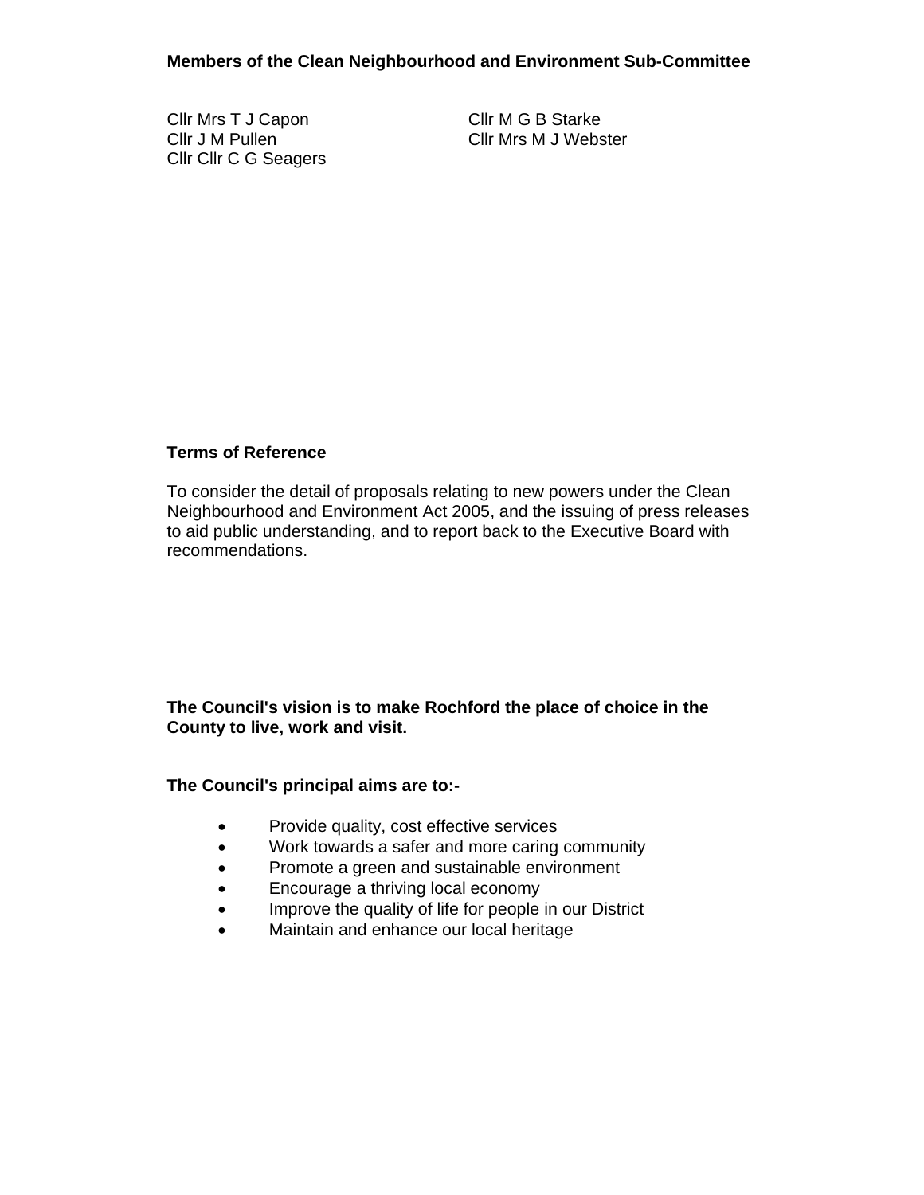**Members of the Clean Neighbourhood and Environment Sub-Committee**

Cllr Mrs T J Capon
Cllr J M Pullen
Cllr Cllr C G Seagers
Cllr M G B Starke
Cllr Mrs M J Webster

**Terms of Reference**

To consider the detail of proposals relating to new powers under the Clean Neighbourhood and Environment Act 2005, and the issuing of press releases to aid public understanding, and to report back to the Executive Board with recommendations.

**The Council's vision is to make Rochford the place of choice in the County to live, work and visit.**

**The Council's principal aims are to:-**

- Provide quality, cost effective services
- Work towards a safer and more caring community
- Promote a green and sustainable environment
- Encourage a thriving local economy
- Improve the quality of life for people in our District
- Maintain and enhance our local heritage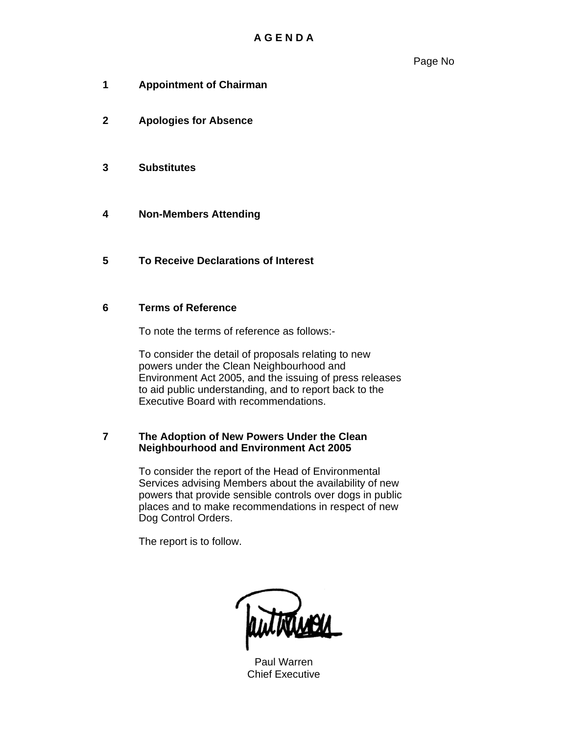# A G E N D A

Page No

**1 Appointment of Chairman**

**2 Apologies for Absence**

**3 Substitutes**

**4 Non-Members Attending**

**5 To Receive Declarations of Interest**

**6 Terms of Reference**

To note the terms of reference as follows:-

To consider the detail of proposals relating to new powers under the Clean Neighbourhood and Environment Act 2005, and the issuing of press releases to aid public understanding, and to report back to the Executive Board with recommendations.

**7 The Adoption of New Powers Under the Clean Neighbourhood and Environment Act 2005**

To consider the report of the Head of Environmental Services advising Members about the availability of new powers that provide sensible controls over dogs in public places and to make recommendations in respect of new Dog Control Orders.

The report is to follow.

Paul Warren
Chief Executive